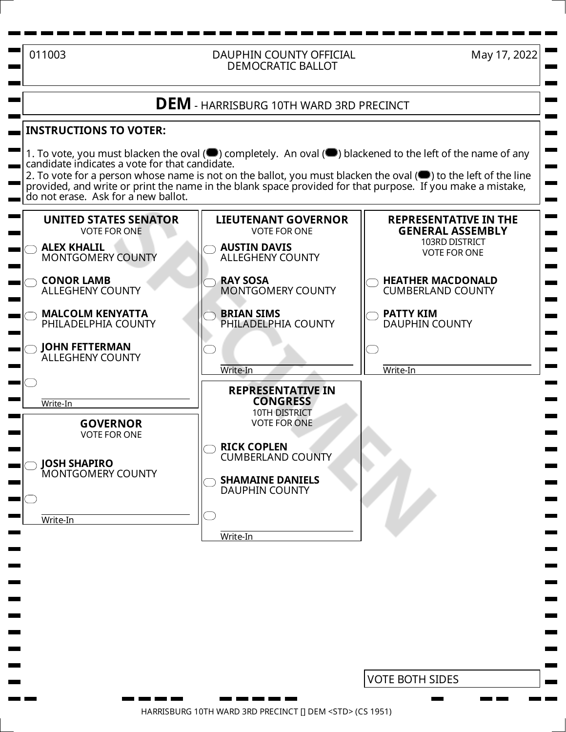011003 DAUPHIN COUNTY OFFICIAL DEMOCRATIC BALLOT May 17, 2022

# DEM - HARRISBURG 10TH WARD 3RD PRECINCT

**INSTRUCTIONS TO VOTER:**

1. To vote, you must blacken the oval (⬬) completely. An oval (⬬) blackened to the left of the name of any candidate indicates a vote for that candidate.
2. To vote for a person whose name is not on the ballot, you must blacken the oval (⬬) to the left of the line provided, and write or print the name in the blank space provided for that purpose. If you make a mistake, do not erase. Ask for a new ballot.

## UNITED STATES SENATOR
VOTE FOR ONE

- ⬭ **ALEX KHALIL** MONTGOMERY COUNTY
- ⬭ **CONOR LAMB** ALLEGHENY COUNTY
- ⬭ **MALCOLM KENYATTA** PHILADELPHIA COUNTY
- ⬭ **JOHN FETTERMAN** ALLEGHENY COUNTY
- ⬭ ____________ Write-In

## GOVERNOR
VOTE FOR ONE

- ⬭ **JOSH SHAPIRO** MONTGOMERY COUNTY
- ⬭ ____________ Write-In

## LIEUTENANT GOVERNOR
VOTE FOR ONE

- ⬭ **AUSTIN DAVIS** ALLEGHENY COUNTY
- ⬭ **RAY SOSA** MONTGOMERY COUNTY
- ⬭ **BRIAN SIMS** PHILADELPHIA COUNTY
- ⬭ ____________ Write-In

## REPRESENTATIVE IN CONGRESS
10TH DISTRICT
VOTE FOR ONE

- ⬭ **RICK COPLEN** CUMBERLAND COUNTY
- ⬭ **SHAMAINE DANIELS** DAUPHIN COUNTY
- ⬭ ____________ Write-In

## REPRESENTATIVE IN THE GENERAL ASSEMBLY
103RD DISTRICT
VOTE FOR ONE

- ⬭ **HEATHER MACDONALD** CUMBERLAND COUNTY
- ⬭ **PATTY KIM** DAUPHIN COUNTY
- ⬭ ____________ Write-In

VOTE BOTH SIDES

HARRISBURG 10TH WARD 3RD PRECINCT [] DEM <STD> (CS 1951)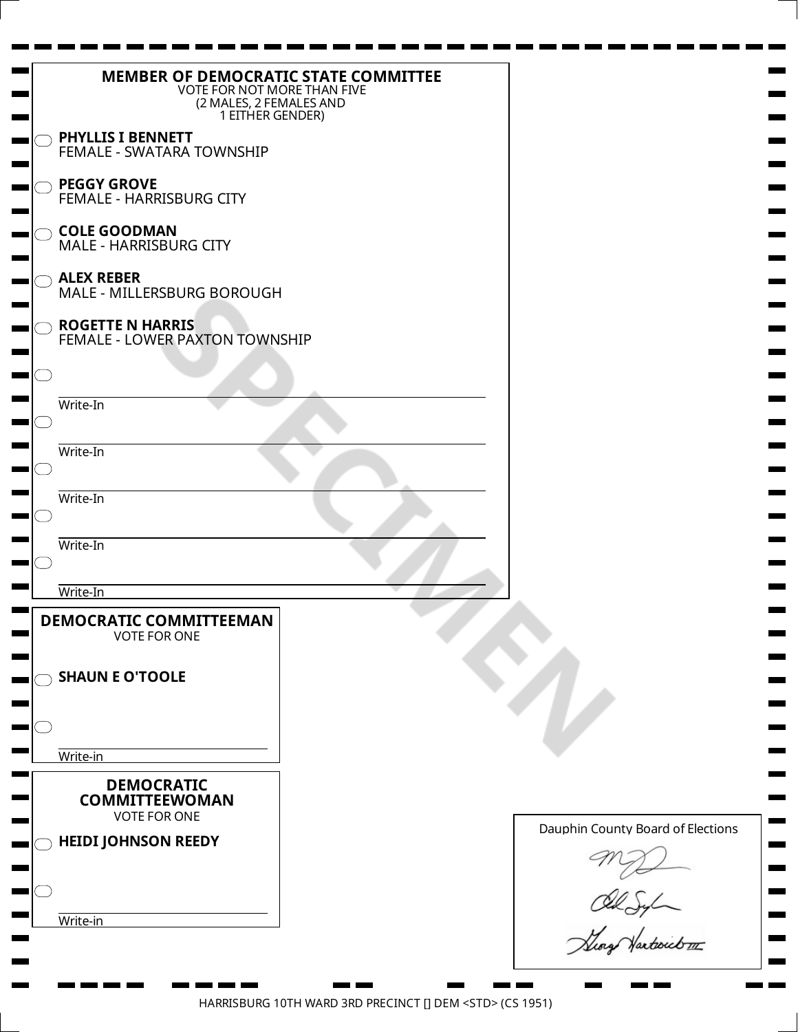## MEMBER OF DEMOCRATIC STATE COMMITTEE

VOTE FOR NOT MORE THAN FIVE
(2 MALES, 2 FEMALES AND
1 EITHER GENDER)

- **PHYLLIS I BENNETT**
  FEMALE - SWATARA TOWNSHIP
- **PEGGY GROVE**
  FEMALE - HARRISBURG CITY
- **COLE GOODMAN**
  MALE - HARRISBURG CITY
- **ALEX REBER**
  MALE - MILLERSBURG BOROUGH
- **ROGETTE N HARRIS**
  FEMALE - LOWER PAXTON TOWNSHIP
- Write-In
- Write-In
- Write-In
- Write-In
- Write-In

SPECIMEN

## DEMOCRATIC COMMITTEEMAN

VOTE FOR ONE

- **SHAUN E O'TOOLE**
- Write-in

## DEMOCRATIC COMMITTEEWOMAN

VOTE FOR ONE

- **HEIDI JOHNSON REEDY**
- Write-in

Dauphin County Board of Elections

HARRISBURG 10TH WARD 3RD PRECINCT [] DEM <STD> (CS 1951)